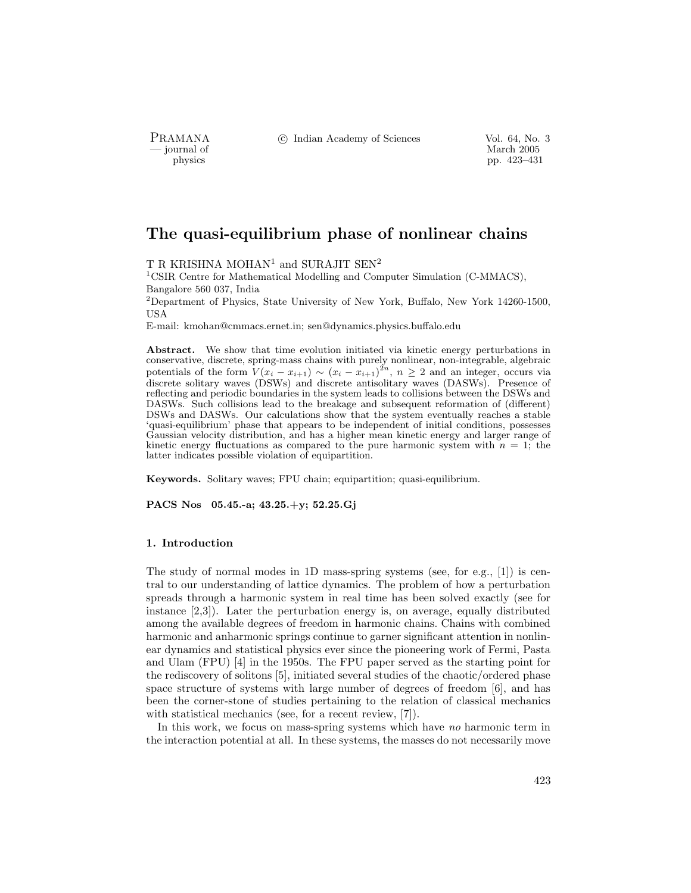# The quasi-equilibrium phase of nonlinear chains

T R KRISHNA MOHAN[1] and SURAJIT SEN[2]

[1]CSIR Centre for Mathematical Modelling and Computer Simulation (C-MMACS), Bangalore 560 037, India

[2]Department of Physics, State University of New York, Buffalo, New York 14260-1500, USA

E-mail: kmohan@cmmacs.ernet.in; sen@dynamics.physics.buffalo.edu

**Abstract.** We show that time evolution initiated via kinetic energy perturbations in conservative, discrete, spring-mass chains with purely nonlinear, non-integrable, algebraic potentials of the form $V(x_i - x_{i+1}) \sim (x_i - x_{i+1})^{2n}$, $n \geq 2$ and an integer, occurs via discrete solitary waves (DSWs) and discrete antisolitary waves (DASWs). Presence of reflecting and periodic boundaries in the system leads to collisions between the DSWs and DASWs. Such collisions lead to the breakage and subsequent reformation of (different) DSWs and DASWs. Our calculations show that the system eventually reaches a stable 'quasi-equilibrium' phase that appears to be independent of initial conditions, possesses Gaussian velocity distribution, and has a higher mean kinetic energy and larger range of kinetic energy fluctuations as compared to the pure harmonic system with $n = 1$; the latter indicates possible violation of equipartition.

**Keywords.** Solitary waves; FPU chain; equipartition; quasi-equilibrium.

**PACS Nos** 05.45.-a; 43.25.+y; 52.25.Gj

## 1. Introduction

The study of normal modes in 1D mass-spring systems (see, for e.g., [1]) is central to our understanding of lattice dynamics. The problem of how a perturbation spreads through a harmonic system in real time has been solved exactly (see for instance [2,3]). Later the perturbation energy is, on average, equally distributed among the available degrees of freedom in harmonic chains. Chains with combined harmonic and anharmonic springs continue to garner significant attention in nonlinear dynamics and statistical physics ever since the pioneering work of Fermi, Pasta and Ulam (FPU) [4] in the 1950s. The FPU paper served as the starting point for the rediscovery of solitons [5], initiated several studies of the chaotic/ordered phase space structure of systems with large number of degrees of freedom [6], and has been the corner-stone of studies pertaining to the relation of classical mechanics with statistical mechanics (see, for a recent review, [7]).

In this work, we focus on mass-spring systems which have *no* harmonic term in the interaction potential at all. In these systems, the masses do not necessarily move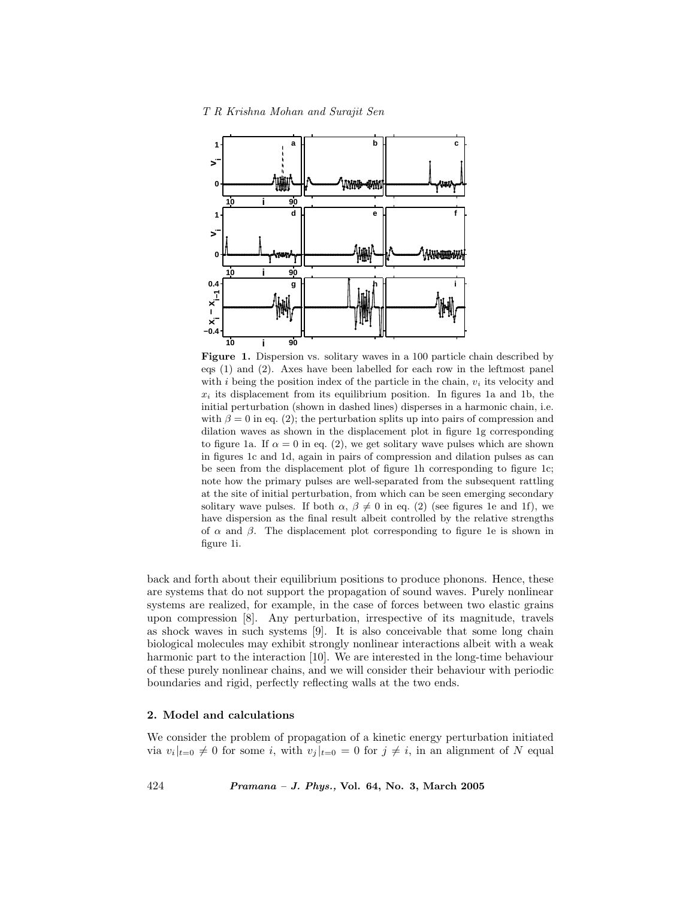1
0
10 i 90
a
b
c
$v_i$

1
0
10 i 90
d
e
f
$v_i$

0.4
−0.4
10 i 90
g
h
i
$x_i - x_{i-1}$

**Figure 1.** Dispersion vs. solitary waves in a 100 particle chain described by eqs (1) and (2). Axes have been labelled for each row in the leftmost panel with $i$ being the position index of the particle in the chain, $v_i$ its velocity and $x_i$ its displacement from its equilibrium position. In figures 1a and 1b, the initial perturbation (shown in dashed lines) disperses in a harmonic chain, i.e. with $\beta = 0$ in eq. (2); the perturbation splits up into pairs of compression and dilation waves as shown in the displacement plot in figure 1g corresponding to figure 1a. If $\alpha = 0$ in eq. (2), we get solitary wave pulses which are shown in figures 1c and 1d, again in pairs of compression and dilation pulses as can be seen from the displacement plot of figure 1h corresponding to figure 1c; note how the primary pulses are well-separated from the subsequent rattling at the site of initial perturbation, from which can be seen emerging secondary solitary wave pulses. If both $\alpha$, $\beta \neq 0$ in eq. (2) (see figures 1e and 1f), we have dispersion as the final result albeit controlled by the relative strengths of $\alpha$ and $\beta$. The displacement plot corresponding to figure 1e is shown in figure 1i.

back and forth about their equilibrium positions to produce phonons. Hence, these are systems that do not support the propagation of sound waves. Purely nonlinear systems are realized, for example, in the case of forces between two elastic grains upon compression [8]. Any perturbation, irrespective of its magnitude, travels as shock waves in such systems [9]. It is also conceivable that some long chain biological molecules may exhibit strongly nonlinear interactions albeit with a weak harmonic part to the interaction [10]. We are interested in the long-time behaviour of these purely nonlinear chains, and we will consider their behaviour with periodic boundaries and rigid, perfectly reflecting walls at the two ends.

## 2. Model and calculations

We consider the problem of propagation of a kinetic energy perturbation initiated via $v_i|_{t=0} \neq 0$ for some $i$, with $v_j|_{t=0} = 0$ for $j \neq i$, in an alignment of $N$ equal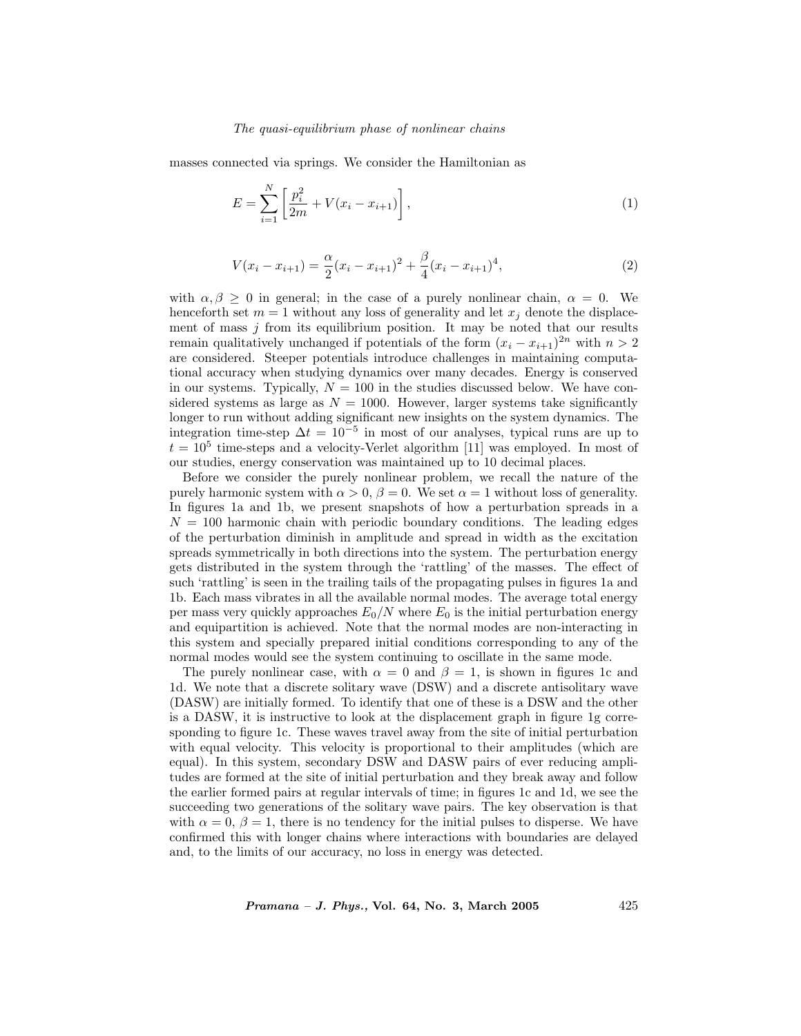masses connected via springs. We consider the Hamiltonian as

$$E = \sum_{i=1}^{N} \left[ \frac{p_i^2}{2m} + V(x_i - x_{i+1}) \right], \tag{1}$$

$$V(x_i - x_{i+1}) = \frac{\alpha}{2}(x_i - x_{i+1})^2 + \frac{\beta}{4}(x_i - x_{i+1})^4, \tag{2}$$

with $\alpha, \beta \geq 0$ in general; in the case of a purely nonlinear chain, $\alpha = 0$. We henceforth set $m = 1$ without any loss of generality and let $x_j$ denote the displacement of mass $j$ from its equilibrium position. It may be noted that our results remain qualitatively unchanged if potentials of the form $(x_i - x_{i+1})^{2n}$ with $n > 2$ are considered. Steeper potentials introduce challenges in maintaining computational accuracy when studying dynamics over many decades. Energy is conserved in our systems. Typically, $N = 100$ in the studies discussed below. We have considered systems as large as $N = 1000$. However, larger systems take significantly longer to run without adding significant new insights on the system dynamics. The integration time-step $\Delta t = 10^{-5}$ in most of our analyses, typical runs are up to $t = 10^5$ time-steps and a velocity-Verlet algorithm [11] was employed. In most of our studies, energy conservation was maintained up to 10 decimal places.

Before we consider the purely nonlinear problem, we recall the nature of the purely harmonic system with $\alpha > 0$, $\beta = 0$. We set $\alpha = 1$ without loss of generality. In figures 1a and 1b, we present snapshots of how a perturbation spreads in a $N = 100$ harmonic chain with periodic boundary conditions. The leading edges of the perturbation diminish in amplitude and spread in width as the excitation spreads symmetrically in both directions into the system. The perturbation energy gets distributed in the system through the 'rattling' of the masses. The effect of such 'rattling' is seen in the trailing tails of the propagating pulses in figures 1a and 1b. Each mass vibrates in all the available normal modes. The average total energy per mass very quickly approaches $E_0/N$ where $E_0$ is the initial perturbation energy and equipartition is achieved. Note that the normal modes are non-interacting in this system and specially prepared initial conditions corresponding to any of the normal modes would see the system continuing to oscillate in the same mode.

The purely nonlinear case, with $\alpha = 0$ and $\beta = 1$, is shown in figures 1c and 1d. We note that a discrete solitary wave (DSW) and a discrete antisolitary wave (DASW) are initially formed. To identify that one of these is a DSW and the other is a DASW, it is instructive to look at the displacement graph in figure 1g corresponding to figure 1c. These waves travel away from the site of initial perturbation with equal velocity. This velocity is proportional to their amplitudes (which are equal). In this system, secondary DSW and DASW pairs of ever reducing amplitudes are formed at the site of initial perturbation and they break away and follow the earlier formed pairs at regular intervals of time; in figures 1c and 1d, we see the succeeding two generations of the solitary wave pairs. The key observation is that with $\alpha = 0$, $\beta = 1$, there is no tendency for the initial pulses to disperse. We have confirmed this with longer chains where interactions with boundaries are delayed and, to the limits of our accuracy, no loss in energy was detected.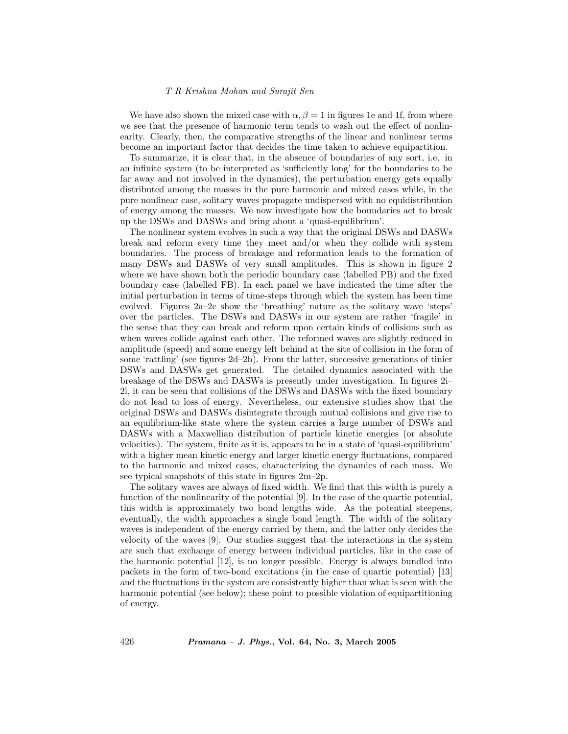We have also shown the mixed case with $\alpha, \beta = 1$ in figures 1e and 1f, from where we see that the presence of harmonic term tends to wash out the effect of nonlinearity. Clearly, then, the comparative strengths of the linear and nonlinear terms become an important factor that decides the time taken to achieve equipartition.

To summarize, it is clear that, in the absence of boundaries of any sort, i.e. in an infinite system (to be interpreted as 'sufficiently long' for the boundaries to be far away and not involved in the dynamics), the perturbation energy gets equally distributed among the masses in the pure harmonic and mixed cases while, in the pure nonlinear case, solitary waves propagate undispersed with no equidistribution of energy among the masses. We now investigate how the boundaries act to break up the DSWs and DASWs and bring about a 'quasi-equilibrium'.

The nonlinear system evolves in such a way that the original DSWs and DASWs break and reform every time they meet and/or when they collide with system boundaries. The process of breakage and reformation leads to the formation of many DSWs and DASWs of very small amplitudes. This is shown in figure 2 where we have shown both the periodic boundary case (labelled PB) and the fixed boundary case (labelled FB). In each panel we have indicated the time after the initial perturbation in terms of time-steps through which the system has been time evolved. Figures 2a–2c show the 'breathing' nature as the solitary wave 'steps' over the particles. The DSWs and DASWs in our system are rather 'fragile' in the sense that they can break and reform upon certain kinds of collisions such as when waves collide against each other. The reformed waves are slightly reduced in amplitude (speed) and some energy left behind at the site of collision in the form of some 'rattling' (see figures 2d–2h). From the latter, successive generations of tinier DSWs and DASWs get generated. The detailed dynamics associated with the breakage of the DSWs and DASWs is presently under investigation. In figures 2i–2l, it can be seen that collisions of the DSWs and DASWs with the fixed boundary do not lead to loss of energy. Nevertheless, our extensive studies show that the original DSWs and DASWs disintegrate through mutual collisions and give rise to an equilibrium-like state where the system carries a large number of DSWs and DASWs with a Maxwellian distribution of particle kinetic energies (or absolute velocities). The system, finite as it is, appears to be in a state of 'quasi-equilibrium' with a higher mean kinetic energy and larger kinetic energy fluctuations, compared to the harmonic and mixed cases, characterizing the dynamics of each mass. We see typical snapshots of this state in figures 2m–2p.

The solitary waves are always of fixed width. We find that this width is purely a function of the nonlinearity of the potential [9]. In the case of the quartic potential, this width is approximately two bond lengths wide. As the potential steepens, eventually, the width approaches a single bond length. The width of the solitary waves is independent of the energy carried by them, and the latter only decides the velocity of the waves [9]. Our studies suggest that the interactions in the system are such that exchange of energy between individual particles, like in the case of the harmonic potential [12], is no longer possible. Energy is always bundled into packets in the form of two-bond excitations (in the case of quartic potential) [13] and the fluctuations in the system are consistently higher than what is seen with the harmonic potential (see below); these point to possible violation of equipartitioning of energy.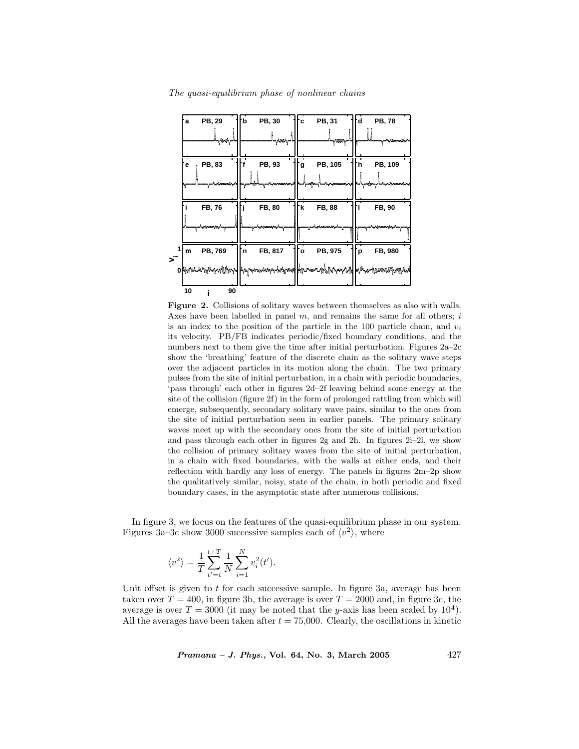a PB, 29
b PB, 30
c PB, 31
d PB, 78
e PB, 83
f PB, 93
g PB, 105
h PB, 109
i FB, 76
j FB, 80
k FB, 88
l FB, 90
m PB, 769
n FB, 817
o PB, 975
p FB, 980
1
$v_i$
0
10
i
90

**Figure 2.** Collisions of solitary waves between themselves as also with walls. Axes have been labelled in panel $m$, and remains the same for all others; $i$ is an index to the position of the particle in the 100 particle chain, and $v_i$ its velocity. PB/FB indicates periodic/fixed boundary conditions, and the numbers next to them give the time after initial perturbation. Figures 2a–2c show the 'breathing' feature of the discrete chain as the solitary wave steps over the adjacent particles in its motion along the chain. The two primary pulses from the site of initial perturbation, in a chain with periodic boundaries, 'pass through' each other in figures 2d–2f leaving behind some energy at the site of the collision (figure 2f) in the form of prolonged rattling from which will emerge, subsequently, secondary solitary wave pairs, similar to the ones from the site of initial perturbation seen in earlier panels. The primary solitary waves meet up with the secondary ones from the site of initial perturbation and pass through each other in figures 2g and 2h. In figures 2i–2l, we show the collision of primary solitary waves from the site of initial perturbation, in a chain with fixed boundaries, with the walls at either ends, and their reflection with hardly any loss of energy. The panels in figures 2m–2p show the qualitatively similar, noisy, state of the chain, in both periodic and fixed boundary cases, in the asymptotic state after numerous collisions.

In figure 3, we focus on the features of the quasi-equilibrium phase in our system. Figures 3a–3c show 3000 successive samples each of $\langle v^2 \rangle$, where

$$\langle v^2 \rangle = \frac{1}{T} \sum_{t'=t}^{t+T} \frac{1}{N} \sum_{i=1}^{N} v_i^2(t').$$

Unit offset is given to $t$ for each successive sample. In figure 3a, average has been taken over $T = 400$, in figure 3b, the average is over $T = 2000$ and, in figure 3c, the average is over $T = 3000$ (it may be noted that the $y$-axis has been scaled by $10^4$). All the averages have been taken after $t = 75{,}000$. Clearly, the oscillations in kinetic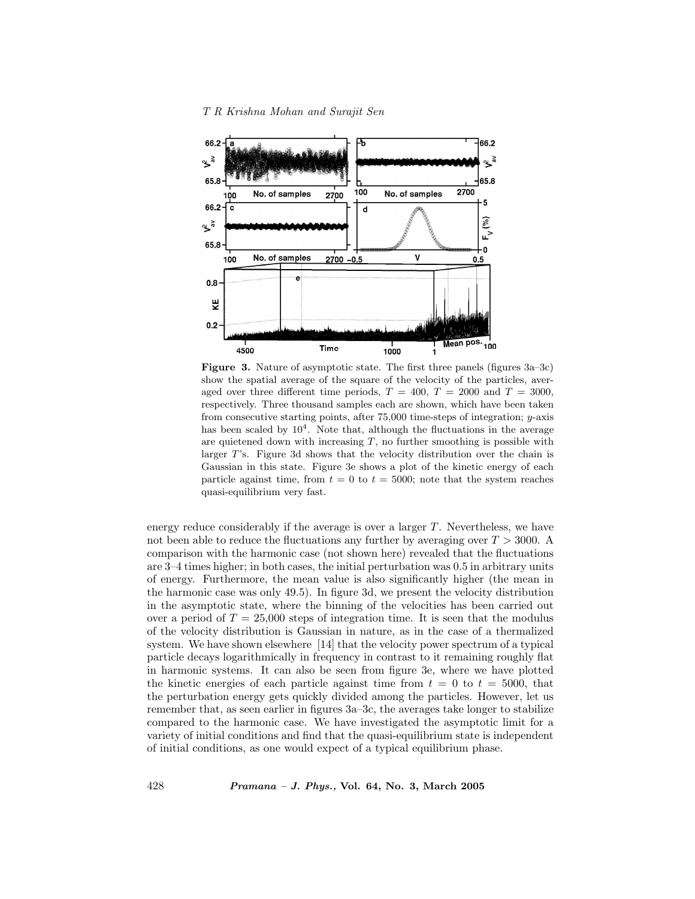66.2
65.8
a
$V^2_{av}$
100
No. of samples
2700

b
66.2
65.8
$V^2_{av}$
100
No. of samples
2700

66.2
65.8
c
$V^2_{av}$
100
No. of samples
2700

d
5
0
$F_V$ (%)
−0.5
V
0.5

e
0.8
0.2
KE
4500
Time
1000
1
Mean pos.
100

**Figure 3.** Nature of asymptotic state. The first three panels (figures 3a–3c) show the spatial average of the square of the velocity of the particles, averaged over three different time periods, $T = 400$, $T = 2000$ and $T = 3000$, respectively. Three thousand samples each are shown, which have been taken from consecutive starting points, after 75,000 time-steps of integration; $y$-axis has been scaled by $10^4$. Note that, although the fluctuations in the average are quietened down with increasing $T$, no further smoothing is possible with larger $T$'s. Figure 3d shows that the velocity distribution over the chain is Gaussian in this state. Figure 3e shows a plot of the kinetic energy of each particle against time, from $t = 0$ to $t = 5000$; note that the system reaches quasi-equilibrium very fast.

energy reduce considerably if the average is over a larger $T$. Nevertheless, we have not been able to reduce the fluctuations any further by averaging over $T > 3000$. A comparison with the harmonic case (not shown here) revealed that the fluctuations are 3–4 times higher; in both cases, the initial perturbation was 0.5 in arbitrary units of energy. Furthermore, the mean value is also significantly higher (the mean in the harmonic case was only 49.5). In figure 3d, we present the velocity distribution in the asymptotic state, where the binning of the velocities has been carried out over a period of $T = 25{,}000$ steps of integration time. It is seen that the modulus of the velocity distribution is Gaussian in nature, as in the case of a thermalized system. We have shown elsewhere [14] that the velocity power spectrum of a typical particle decays logarithmically in frequency in contrast to it remaining roughly flat in harmonic systems. It can also be seen from figure 3e, where we have plotted the kinetic energies of each particle against time from $t = 0$ to $t = 5000$, that the perturbation energy gets quickly divided among the particles. However, let us remember that, as seen earlier in figures 3a–3c, the averages take longer to stabilize compared to the harmonic case. We have investigated the asymptotic limit for a variety of initial conditions and find that the quasi-equilibrium state is independent of initial conditions, as one would expect of a typical equilibrium phase.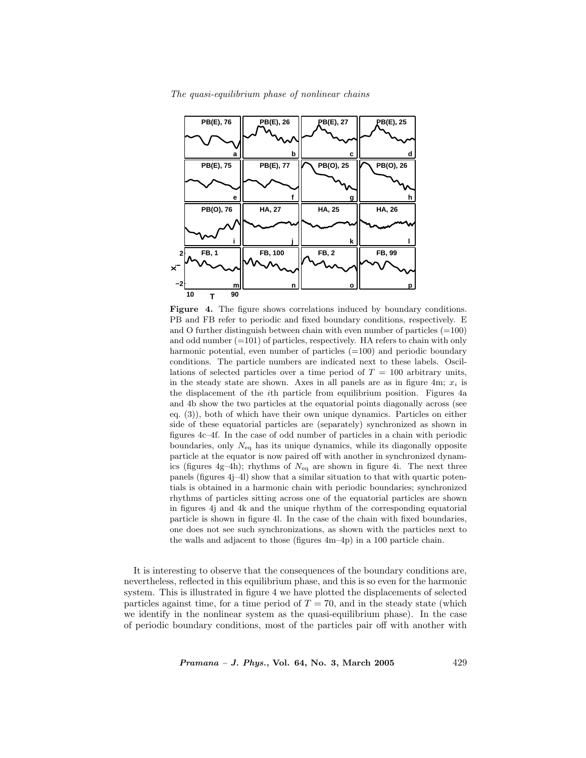PB(E), 76

a

PB(E), 26

b

PB(E), 27

c

PB(E), 25

d

PB(E), 75

e

PB(E), 77

f

PB(O), 25

g

PB(O), 26

h

PB(O), 76

i

HA, 27

j

HA, 25

k

HA, 26

l

2

$x_i$

−2

10

T

90

FB, 1

m

FB, 100

n

FB, 2

o

FB, 99

p

**Figure 4.** The figure shows correlations induced by boundary conditions. PB and FB refer to periodic and fixed boundary conditions, respectively. E and O further distinguish between chain with even number of particles (=100) and odd number (=101) of particles, respectively. HA refers to chain with only harmonic potential, even number of particles (=100) and periodic boundary conditions. The particle numbers are indicated next to these labels. Oscillations of selected particles over a time period of $T = 100$ arbitrary units, in the steady state are shown. Axes in all panels are as in figure 4m; $x_i$ is the displacement of the $i$th particle from equilibrium position. Figures 4a and 4b show the two particles at the equatorial points diagonally across (see eq. (3)), both of which have their own unique dynamics. Particles on either side of these equatorial particles are (separately) synchronized as shown in figures 4c–4f. In the case of odd number of particles in a chain with periodic boundaries, only $N_{\rm eq}$ has its unique dynamics, while its diagonally opposite particle at the equator is now paired off with another in synchronized dynamics (figures 4g–4h); rhythms of $N_{\rm eq}$ are shown in figure 4i. The next three panels (figures 4j–4l) show that a similar situation to that with quartic potentials is obtained in a harmonic chain with periodic boundaries; synchronized rhythms of particles sitting across one of the equatorial particles are shown in figures 4j and 4k and the unique rhythm of the corresponding equatorial particle is shown in figure 4l. In the case of the chain with fixed boundaries, one does not see such synchronizations, as shown with the particles next to the walls and adjacent to those (figures 4m–4p) in a 100 particle chain.

It is interesting to observe that the consequences of the boundary conditions are, nevertheless, reflected in this equilibrium phase, and this is so even for the harmonic system. This is illustrated in figure 4 we have plotted the displacements of selected particles against time, for a time period of $T = 70$, and in the steady state (which we identify in the nonlinear system as the quasi-equilibrium phase). In the case of periodic boundary conditions, most of the particles pair off with another with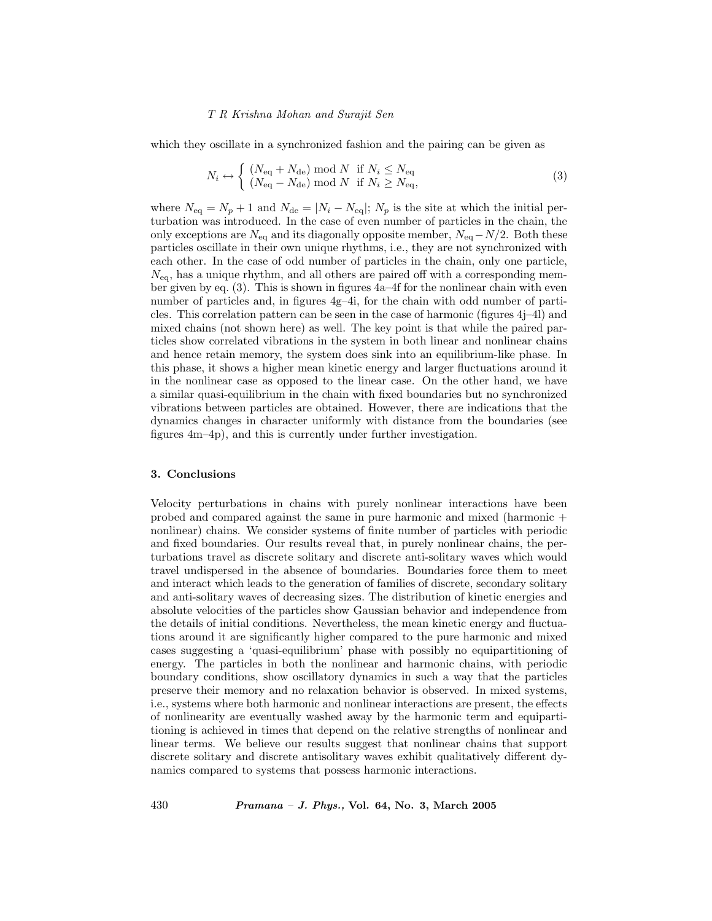which they oscillate in a synchronized fashion and the pairing can be given as

$$N_i \leftrightarrow \begin{cases} (N_{\rm eq} + N_{\rm de}) \bmod N & \text{if } N_i \leq N_{\rm eq} \\ (N_{\rm eq} - N_{\rm de}) \bmod N & \text{if } N_i \geq N_{\rm eq}, \end{cases} \tag{3}$$

where $N_{\rm eq} = N_p + 1$ and $N_{\rm de} = |N_i - N_{\rm eq}|$; $N_p$ is the site at which the initial perturbation was introduced. In the case of even number of particles in the chain, the only exceptions are $N_{\rm eq}$ and its diagonally opposite member, $N_{\rm eq} - N/2$. Both these particles oscillate in their own unique rhythms, i.e., they are not synchronized with each other. In the case of odd number of particles in the chain, only one particle, $N_{\rm eq}$, has a unique rhythm, and all others are paired off with a corresponding member given by eq. (3). This is shown in figures 4a–4f for the nonlinear chain with even number of particles and, in figures 4g–4i, for the chain with odd number of particles. This correlation pattern can be seen in the case of harmonic (figures 4j–4l) and mixed chains (not shown here) as well. The key point is that while the paired particles show correlated vibrations in the system in both linear and nonlinear chains and hence retain memory, the system does sink into an equilibrium-like phase. In this phase, it shows a higher mean kinetic energy and larger fluctuations around it in the nonlinear case as opposed to the linear case. On the other hand, we have a similar quasi-equilibrium in the chain with fixed boundaries but no synchronized vibrations between particles are obtained. However, there are indications that the dynamics changes in character uniformly with distance from the boundaries (see figures 4m–4p), and this is currently under further investigation.

## 3. Conclusions

Velocity perturbations in chains with purely nonlinear interactions have been probed and compared against the same in pure harmonic and mixed (harmonic + nonlinear) chains. We consider systems of finite number of particles with periodic and fixed boundaries. Our results reveal that, in purely nonlinear chains, the perturbations travel as discrete solitary and discrete anti-solitary waves which would travel undispersed in the absence of boundaries. Boundaries force them to meet and interact which leads to the generation of families of discrete, secondary solitary and anti-solitary waves of decreasing sizes. The distribution of kinetic energies and absolute velocities of the particles show Gaussian behavior and independence from the details of initial conditions. Nevertheless, the mean kinetic energy and fluctuations around it are significantly higher compared to the pure harmonic and mixed cases suggesting a 'quasi-equilibrium' phase with possibly no equipartitioning of energy. The particles in both the nonlinear and harmonic chains, with periodic boundary conditions, show oscillatory dynamics in such a way that the particles preserve their memory and no relaxation behavior is observed. In mixed systems, i.e., systems where both harmonic and nonlinear interactions are present, the effects of nonlinearity are eventually washed away by the harmonic term and equipartitioning is achieved in times that depend on the relative strengths of nonlinear and linear terms. We believe our results suggest that nonlinear chains that support discrete solitary and discrete antisolitary waves exhibit qualitatively different dynamics compared to systems that possess harmonic interactions.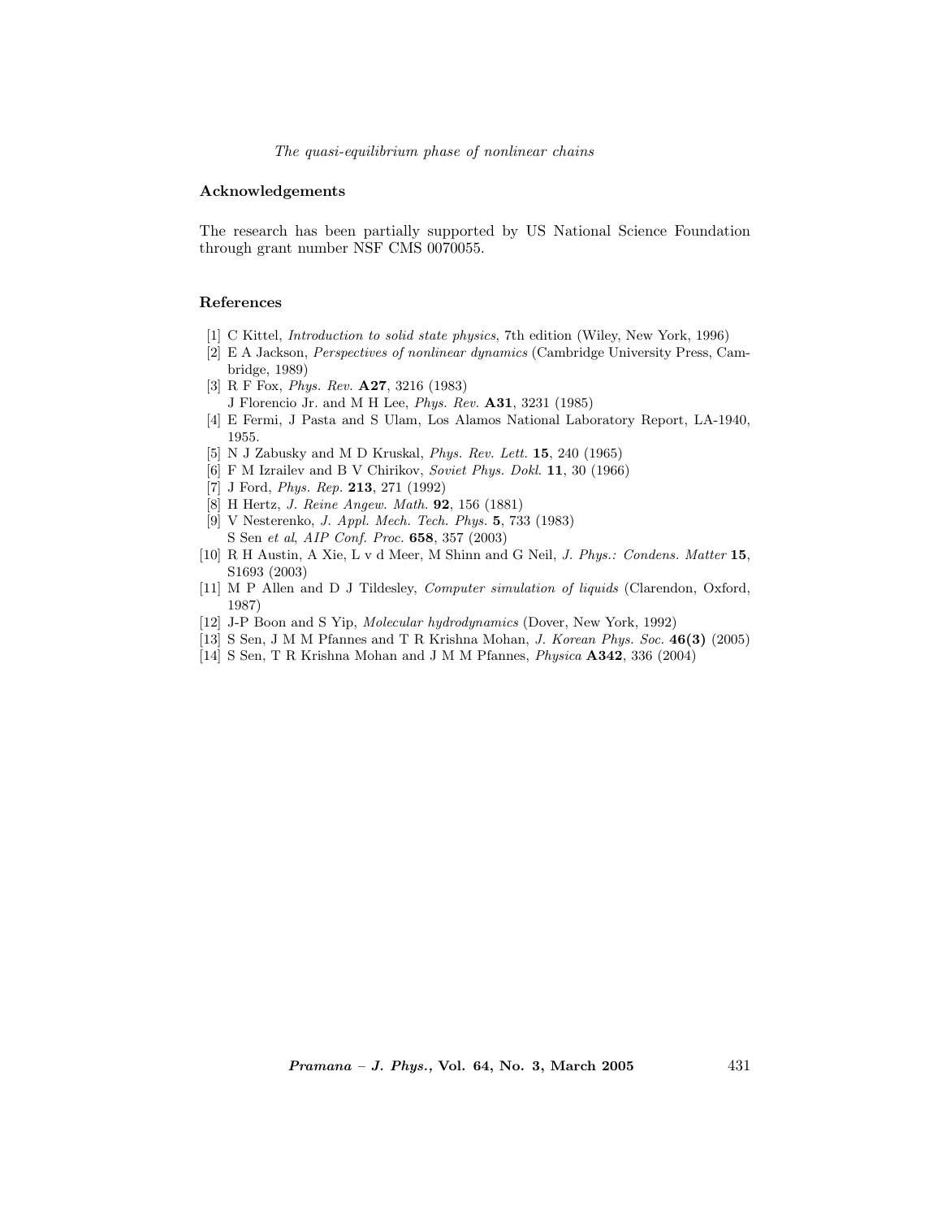## Acknowledgements

The research has been partially supported by US National Science Foundation through grant number NSF CMS 0070055.

## References

[1] C Kittel, *Introduction to solid state physics*, 7th edition (Wiley, New York, 1996)

[2] E A Jackson, *Perspectives of nonlinear dynamics* (Cambridge University Press, Cambridge, 1989)

[3] R F Fox, *Phys. Rev.* **A27**, 3216 (1983)
J Florencio Jr. and M H Lee, *Phys. Rev.* **A31**, 3231 (1985)

[4] E Fermi, J Pasta and S Ulam, Los Alamos National Laboratory Report, LA-1940, 1955.

[5] N J Zabusky and M D Kruskal, *Phys. Rev. Lett.* **15**, 240 (1965)

[6] F M Izrailev and B V Chirikov, *Soviet Phys. Dokl.* **11**, 30 (1966)

[7] J Ford, *Phys. Rep.* **213**, 271 (1992)

[8] H Hertz, *J. Reine Angew. Math.* **92**, 156 (1881)

[9] V Nesterenko, *J. Appl. Mech. Tech. Phys.* **5**, 733 (1983)
S Sen *et al*, *AIP Conf. Proc.* **658**, 357 (2003)

[10] R H Austin, A Xie, L v d Meer, M Shinn and G Neil, *J. Phys.: Condens. Matter* **15**, S1693 (2003)

[11] M P Allen and D J Tildesley, *Computer simulation of liquids* (Clarendon, Oxford, 1987)

[12] J-P Boon and S Yip, *Molecular hydrodynamics* (Dover, New York, 1992)

[13] S Sen, J M M Pfannes and T R Krishna Mohan, *J. Korean Phys. Soc.* **46(3)** (2005)

[14] S Sen, T R Krishna Mohan and J M M Pfannes, *Physica* **A342**, 336 (2004)